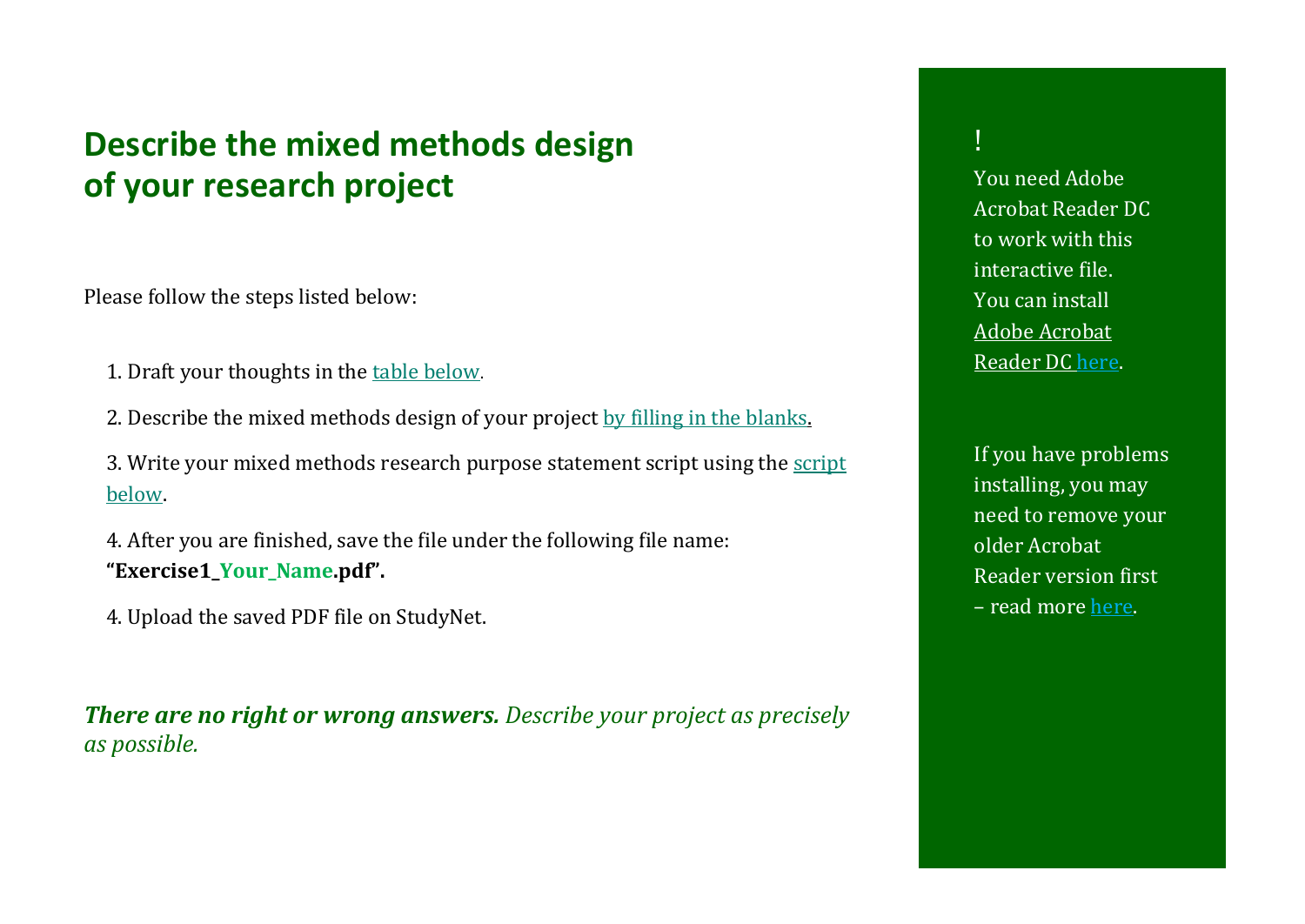# Describe the mixed methods design of your research project

Please follow the steps listed below:

1. Draft your thoughts in the table below.

2. Describe the mixed methods design of your project by filling in the blanks.

3. Write your mixed methods research purpose statement script using the script below.

4. After you are finished, save the file under the following file name: **"Exercise1_Your_Name.pdf".**

4. Upload the saved PDF file on StudyNet.

***There are no right or wrong answers.*** *Describe your project as precisely as possible.*

!

You need Adobe Acrobat Reader DC to work with this interactive file. You can install Adobe Acrobat Reader DC here.

If you have problems installing, you may need to remove your older Acrobat Reader version first – read more here.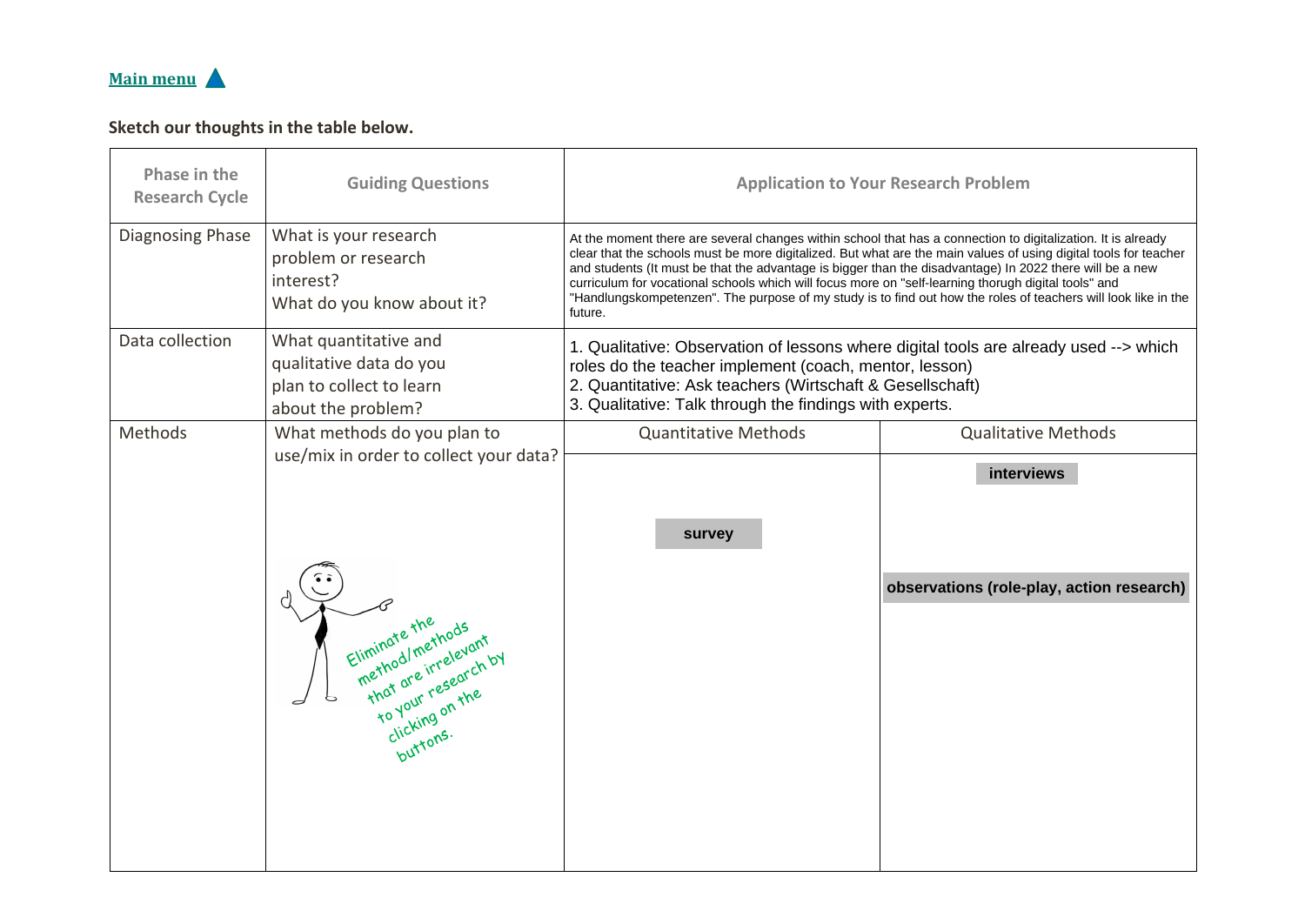Main menu ▲

**Sketch our thoughts in the table below.**

| Phase in the Research Cycle | Guiding Questions | Application to Your Research Problem | |
|---|---|---|---|
| Diagnosing Phase | What is your research problem or research interest? What do you know about it? | At the moment there are several changes within school that has a connection to digitalization. It is already clear that the schools must be more digitalized. But what are the main values of using digital tools for teacher and students (It must be that the advantage is bigger than the disadvantage) In 2022 there will be a new curriculum for vocational schools which will focus more on "self-learning thorugh digital tools" and "Handlungskompetenzen". The purpose of my study is to find out how the roles of teachers will look like in the future. | |
| Data collection | What quantitative and qualitative data do you plan to collect to learn about the problem? | 1. Qualitative: Observation of lessons where digital tools are already used --> which roles do the teacher implement (coach, mentor, lesson)<br>2. Quantitative: Ask teachers (Wirtschaft & Gesellschaft)<br>3. Qualitative: Talk through the findings with experts. | |
| Methods | What methods do you plan to use/mix in order to collect your data?<br><br>Eliminate the method/methods that are irrelevant to your research by clicking on the buttons. | Quantitative Methods | Qualitative Methods |
| | | **survey** | **interviews**<br><br>**observations (role-play, action research)** |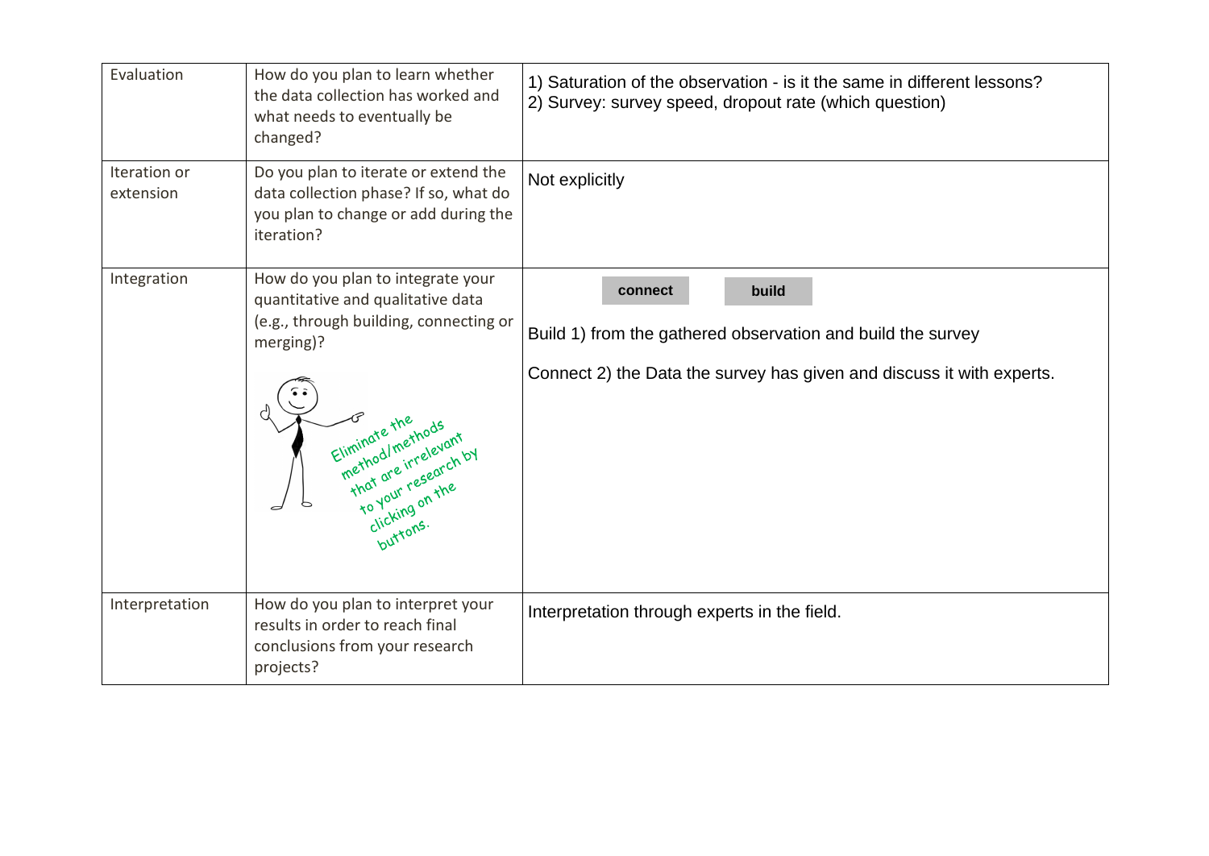| Evaluation | How do you plan to learn whether the data collection has worked and what needs to eventually be changed? | 1) Saturation of the observation - is it the same in different lessons?<br>2) Survey: survey speed, dropout rate (which question) |
| --- | --- | --- |
| Iteration or extension | Do you plan to iterate or extend the data collection phase? If so, what do you plan to change or add during the iteration? | Not explicitly |
| Integration | How do you plan to integrate your quantitative and qualitative data (e.g., through building, connecting or merging)?<br><br>Eliminate the method/methods that are irrelevant to your research by clicking on the buttons. | **connect** **build**<br><br>Build 1) from the gathered observation and build the survey<br><br>Connect 2) the Data the survey has given and discuss it with experts. |
| Interpretation | How do you plan to interpret your results in order to reach final conclusions from your research projects? | Interpretation through experts in the field. |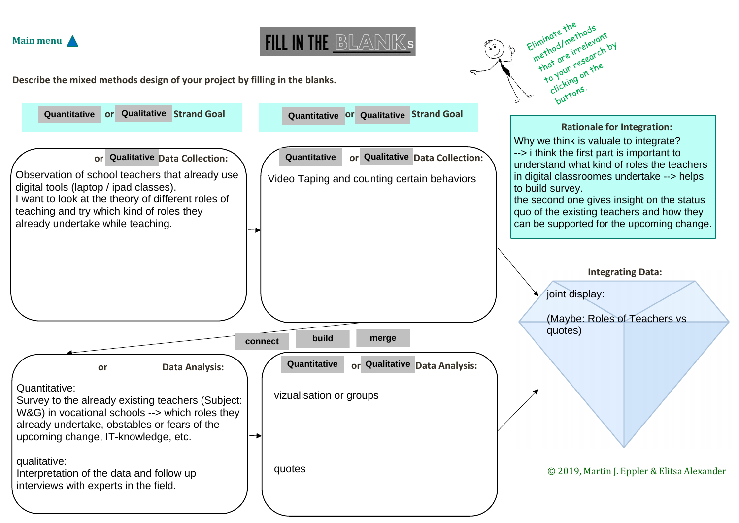Main menu

# FILL IN THE BLANKs

*Eliminate the method/methods that are irrelevant to your research by clicking on the buttons.*

**Describe the mixed methods design of your project by filling in the blanks.**

**Quantitative** or **Qualitative** Strand Goal

**Quantitative** or **Qualitative** Strand Goal

**Rationale for Integration:**

Why we think is valuale to integrate?
--> i think the first part is important to understand what kind of roles the teachers in digital classroomes undertake --> helps to build survey.
the second one gives insight on the status quo of the existing teachers and how they can be supported for the upcoming change.

or **Qualitative** Data Collection:

Observation of school teachers that already use digital tools (laptop / ipad classes).
I want to look at the theory of different roles of teaching and try which kind of roles they already undertake while teaching.

**Quantitative** or **Qualitative** Data Collection:

Video Taping and counting certain behaviors

**Integrating Data:**

joint display:

(Maybe: Roles of Teachers vs quotes)

connect | build | merge

or Data Analysis:

Quantitative:
Survey to the already existing teachers (Subject: W&G) in vocational schools --> which roles they already undertake, obstables or fears of the upcoming change, IT-knowledge, etc.

qualitative:
Interpretation of the data and follow up interviews with experts in the field.

**Quantitative** or **Qualitative** Data Analysis:

vizualisation or groups

quotes

© 2019, Martin J. Eppler & Elitsa Alexander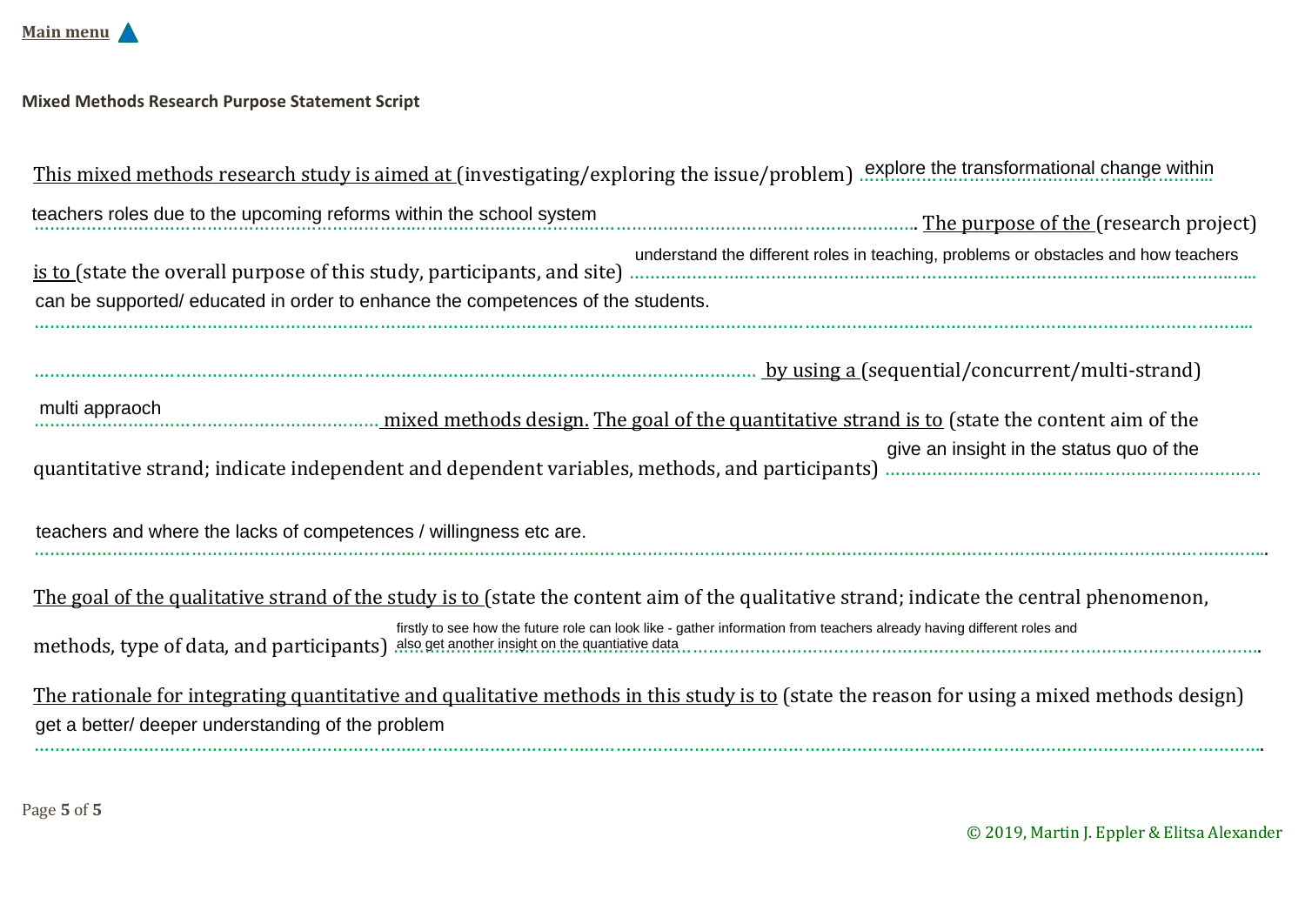Main menu

**Mixed Methods Research Purpose Statement Script**

This mixed methods research study is aimed at (investigating/exploring the issue/problem) explore the transformational change within teachers roles due to the upcoming reforms within the school system. The purpose of the (research project) is to (state the overall purpose of this study, participants, and site) understand the different roles in teaching, problems or obstacles and how teachers can be supported/ educated in order to enhance the competences of the students. by using a (sequential/concurrent/multi-strand) multi appraoch mixed methods design. The goal of the quantitative strand is to (state the content aim of the quantitative strand; indicate independent and dependent variables, methods, and participants) give an insight in the status quo of the teachers and where the lacks of competences / willingness etc are.

The goal of the qualitative strand of the study is to (state the content aim of the qualitative strand; indicate the central phenomenon, methods, type of data, and participants) firstly to see how the future role can look like - gather information from teachers already having different roles and also get another insight on the quantiative data.

The rationale for integrating quantitative and qualitative methods in this study is to (state the reason for using a mixed methods design) get a better/ deeper understanding of the problem.

© 2019, Martin J. Eppler & Elitsa Alexander